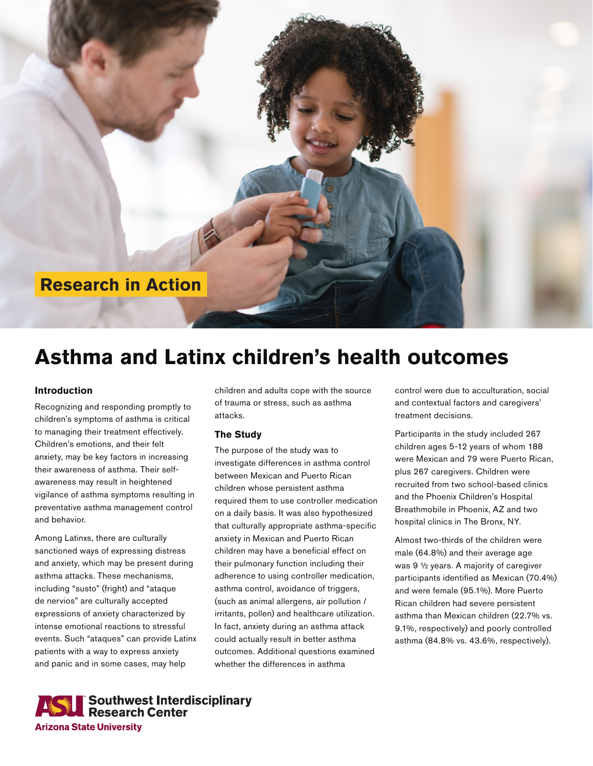Research in Action

# Asthma and Latinx children's health outcomes

## Introduction

Recognizing and responding promptly to children's symptoms of asthma is critical to managing their treatment effectively. Children's emotions, and their felt anxiety, may be key factors in increasing their awareness of asthma. Their self-awareness may result in heightened vigilance of asthma symptoms resulting in preventative asthma management control and behavior.

Among Latinxs, there are culturally sanctioned ways of expressing distress and anxiety, which may be present during asthma attacks. These mechanisms, including "susto" (fright) and "ataque de nervios" are culturally accepted expressions of anxiety characterized by intense emotional reactions to stressful events. Such "ataques" can provide Latinx patients with a way to express anxiety and panic and in some cases, may help children and adults cope with the source of trauma or stress, such as asthma attacks.

## The Study

The purpose of the study was to investigate differences in asthma control between Mexican and Puerto Rican children whose persistent asthma required them to use controller medication on a daily basis. It was also hypothesized that culturally appropriate asthma-specific anxiety in Mexican and Puerto Rican children may have a beneficial effect on their pulmonary function including their adherence to using controller medication, asthma control, avoidance of triggers, (such as animal allergens, air pollution / irritants, pollen) and healthcare utilization. In fact, anxiety during an asthma attack could actually result in better asthma outcomes. Additional questions examined whether the differences in asthma control were due to acculturation, social and contextual factors and caregivers' treatment decisions.

Participants in the study included 267 children ages 5-12 years of whom 188 were Mexican and 79 were Puerto Rican, plus 267 caregivers. Children were recruited from two school-based clinics and the Phoenix Children's Hospital Breathmobile in Phoenix, AZ and two hospital clinics in The Bronx, NY.

Almost two-thirds of the children were male (64.8%) and their average age was 9 ½ years. A majority of caregiver participants identified as Mexican (70.4%) and were female (95.1%). More Puerto Rican children had severe persistent asthma than Mexican children (22.7% vs. 9.1%, respectively) and poorly controlled asthma (84.8% vs. 43.6%, respectively).

ASU Southwest Interdisciplinary Research Center
Arizona State University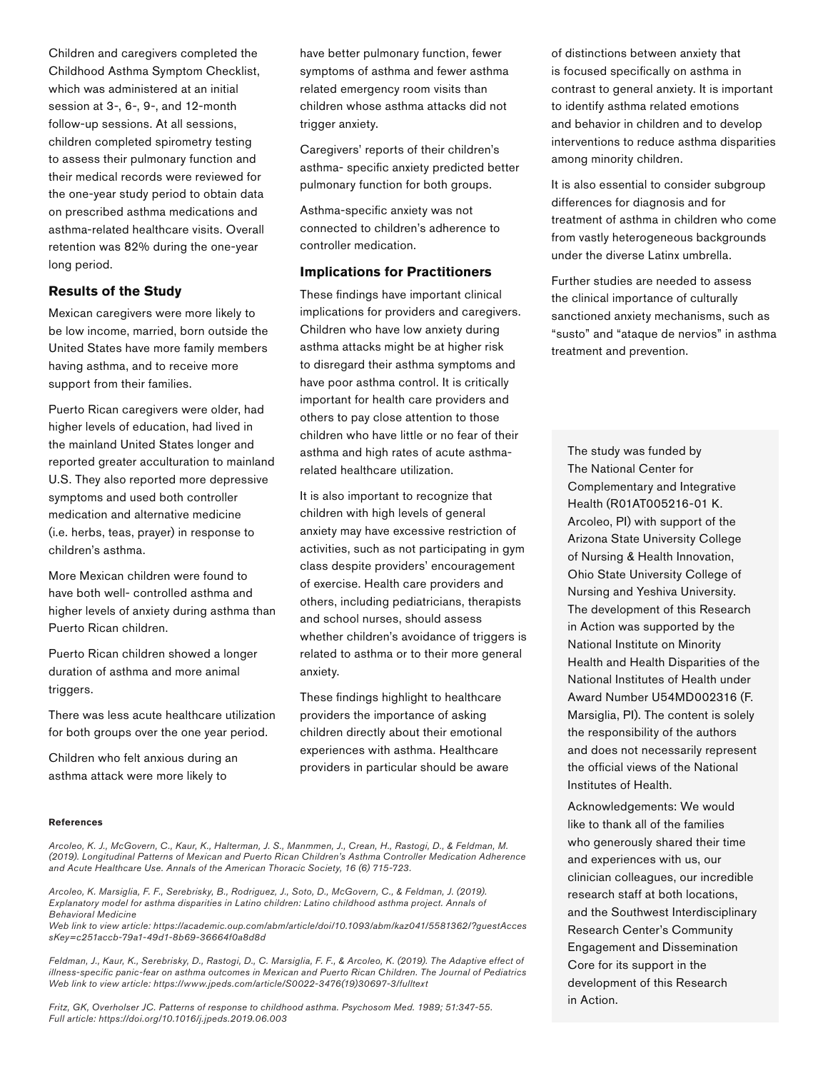Children and caregivers completed the Childhood Asthma Symptom Checklist, which was administered at an initial session at 3-, 6-, 9-, and 12-month follow-up sessions. At all sessions, children completed spirometry testing to assess their pulmonary function and their medical records were reviewed for the one-year study period to obtain data on prescribed asthma medications and asthma-related healthcare visits. Overall retention was 82% during the one-year long period.

### Results of the Study

Mexican caregivers were more likely to be low income, married, born outside the United States have more family members having asthma, and to receive more support from their families.

Puerto Rican caregivers were older, had higher levels of education, had lived in the mainland United States longer and reported greater acculturation to mainland U.S. They also reported more depressive symptoms and used both controller medication and alternative medicine (i.e. herbs, teas, prayer) in response to children's asthma.

More Mexican children were found to have both well- controlled asthma and higher levels of anxiety during asthma than Puerto Rican children.

Puerto Rican children showed a longer duration of asthma and more animal triggers.

There was less acute healthcare utilization for both groups over the one year period.

Children who felt anxious during an asthma attack were more likely to have better pulmonary function, fewer symptoms of asthma and fewer asthma related emergency room visits than children whose asthma attacks did not trigger anxiety.

Caregivers' reports of their children's asthma- specific anxiety predicted better pulmonary function for both groups.

Asthma-specific anxiety was not connected to children's adherence to controller medication.

### Implications for Practitioners

These findings have important clinical implications for providers and caregivers. Children who have low anxiety during asthma attacks might be at higher risk to disregard their asthma symptoms and have poor asthma control. It is critically important for health care providers and others to pay close attention to those children who have little or no fear of their asthma and high rates of acute asthma-related healthcare utilization.

It is also important to recognize that children with high levels of general anxiety may have excessive restriction of activities, such as not participating in gym class despite providers' encouragement of exercise. Health care providers and others, including pediatricians, therapists and school nurses, should assess whether children's avoidance of triggers is related to asthma or to their more general anxiety.

These findings highlight to healthcare providers the importance of asking children directly about their emotional experiences with asthma. Healthcare providers in particular should be aware of distinctions between anxiety that is focused specifically on asthma in contrast to general anxiety. It is important to identify asthma related emotions and behavior in children and to develop interventions to reduce asthma disparities among minority children.

It is also essential to consider subgroup differences for diagnosis and for treatment of asthma in children who come from vastly heterogeneous backgrounds under the diverse Latinx umbrella.

Further studies are needed to assess the clinical importance of culturally sanctioned anxiety mechanisms, such as "susto" and "ataque de nervios" in asthma treatment and prevention.

The study was funded by The National Center for Complementary and Integrative Health (R01AT005216-01 K. Arcoleo, PI) with support of the Arizona State University College of Nursing & Health Innovation, Ohio State University College of Nursing and Yeshiva University. The development of this Research in Action was supported by the National Institute on Minority Health and Health Disparities of the National Institutes of Health under Award Number U54MD002316 (F. Marsiglia, PI). The content is solely the responsibility of the authors and does not necessarily represent the official views of the National Institutes of Health.

Acknowledgements: We would like to thank all of the families who generously shared their time and experiences with us, our clinician colleagues, our incredible research staff at both locations, and the Southwest Interdisciplinary Research Center's Community Engagement and Dissemination Core for its support in the development of this Research in Action.

#### References

*Arcoleo, K. J., McGovern, C., Kaur, K., Halterman, J. S., Manmmen, J., Crean, H., Rastogi, D., & Feldman, M. (2019). Longitudinal Patterns of Mexican and Puerto Rican Children's Asthma Controller Medication Adherence and Acute Healthcare Use. Annals of the American Thoracic Society, 16 (6) 715-723.*

*Arcoleo, K. Marsiglia, F. F., Serebrisky, B., Rodriguez, J., Soto, D., McGovern, C., & Feldman, J. (2019). Explanatory model for asthma disparities in Latino children: Latino childhood asthma project. Annals of Behavioral Medicine*
*Web link to view article: https://academic.oup.com/abm/article/doi/10.1093/abm/kaz041/5581362/?guestAccessKey=c251accb-79a1-49d1-8b69-36664f0a8d8d*

*Feldman, J., Kaur, K., Serebrisky, D., Rastogi, D., C. Marsiglia, F. F., & Arcoleo, K. (2019). The Adaptive effect of illness-specific panic-fear on asthma outcomes in Mexican and Puerto Rican Children. The Journal of Pediatrics*
*Web link to view article: https://www.jpeds.com/article/S0022-3476(19)30697-3/fulltext*

*Fritz, GK, Overholser JC. Patterns of response to childhood asthma. Psychosom Med. 1989; 51:347-55.*
*Full article: https://doi.org/10.1016/j.jpeds.2019.06.003*